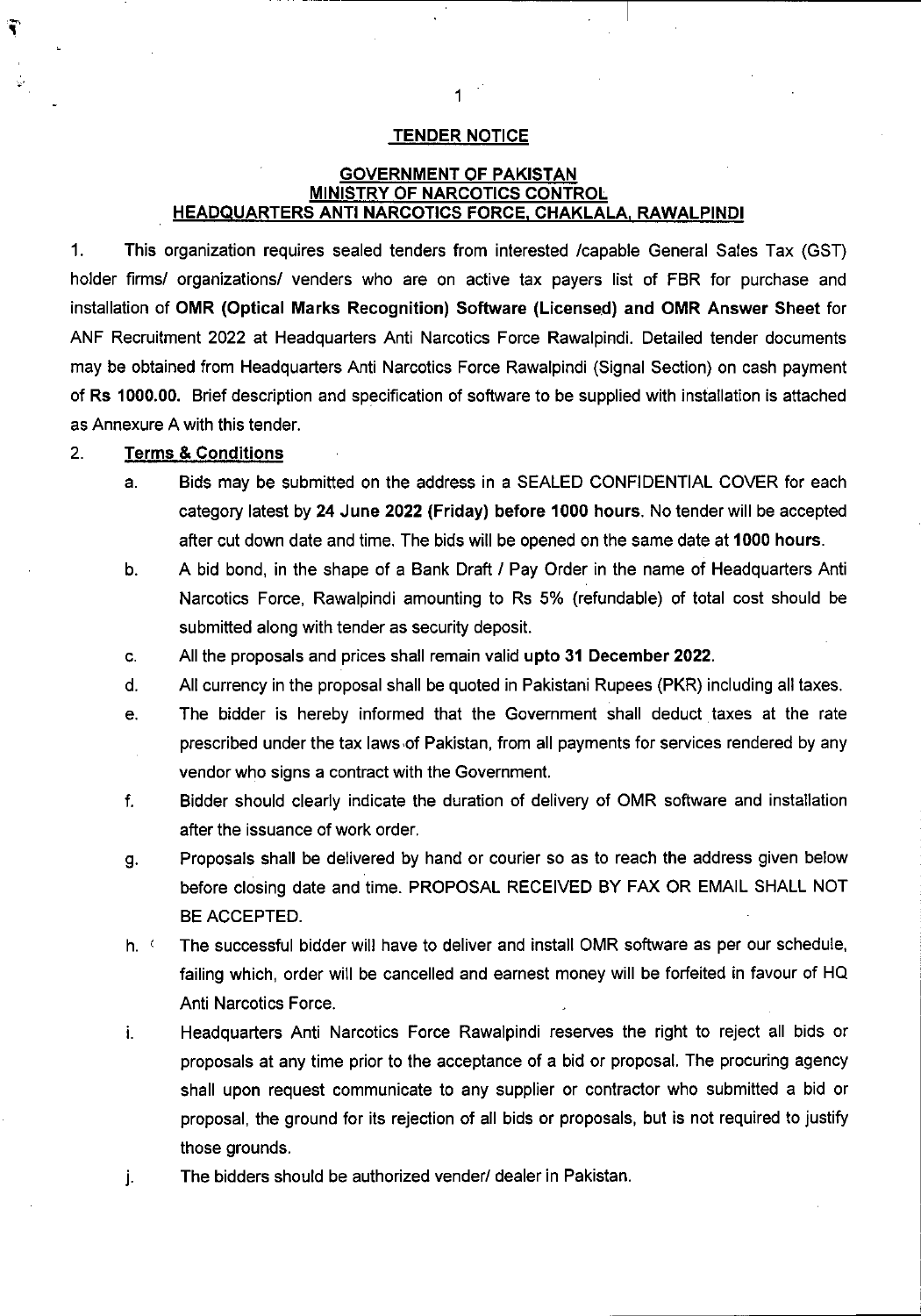## TENDER NOTICE

### GOVERNMENT OF PAKISTAN
### MINISTRY OF NARCOTICS CONTROL
### HEADQUARTERS ANTI NARCOTICS FORCE, CHAKLALA, RAWALPINDI

1. This organization requires sealed tenders from interested /capable General Sales Tax (GST) holder firms/ organizations/ venders who are on active tax payers list of FBR for purchase and installation of **OMR (Optical Marks Recognition) Software (Licensed) and OMR Answer Sheet** for ANF Recruitment 2022 at Headquarters Anti Narcotics Force Rawalpindi. Detailed tender documents may be obtained from Headquarters Anti Narcotics Force Rawalpindi (Signal Section) on cash payment of **Rs 1000.00.** Brief description and specification of software to be supplied with installation is attached as Annexure A with this tender.

2. **Terms & Conditions**

   a. Bids may be submitted on the address in a SEALED CONFIDENTIAL COVER for each category latest by **24 June 2022 (Friday) before 1000 hours**. No tender will be accepted after cut down date and time. The bids will be opened on the same date at **1000 hours**.

   b. A bid bond, in the shape of a Bank Draft / Pay Order in the name of Headquarters Anti Narcotics Force, Rawalpindi amounting to Rs 5% (refundable) of total cost should be submitted along with tender as security deposit.

   c. All the proposals and prices shall remain valid **upto 31 December 2022**.

   d. All currency in the proposal shall be quoted in Pakistani Rupees (PKR) including all taxes.

   e. The bidder is hereby informed that the Government shall deduct taxes at the rate prescribed under the tax laws of Pakistan, from all payments for services rendered by any vendor who signs a contract with the Government.

   f. Bidder should clearly indicate the duration of delivery of OMR software and installation after the issuance of work order.

   g. Proposals shall be delivered by hand or courier so as to reach the address given below before closing date and time. PROPOSAL RECEIVED BY FAX OR EMAIL SHALL NOT BE ACCEPTED.

   h. The successful bidder will have to deliver and install OMR software as per our schedule, failing which, order will be cancelled and earnest money will be forfeited in favour of HQ Anti Narcotics Force.

   i. Headquarters Anti Narcotics Force Rawalpindi reserves the right to reject all bids or proposals at any time prior to the acceptance of a bid or proposal. The procuring agency shall upon request communicate to any supplier or contractor who submitted a bid or proposal, the ground for its rejection of all bids or proposals, but is not required to justify those grounds.

   j. The bidders should be authorized vender/ dealer in Pakistan.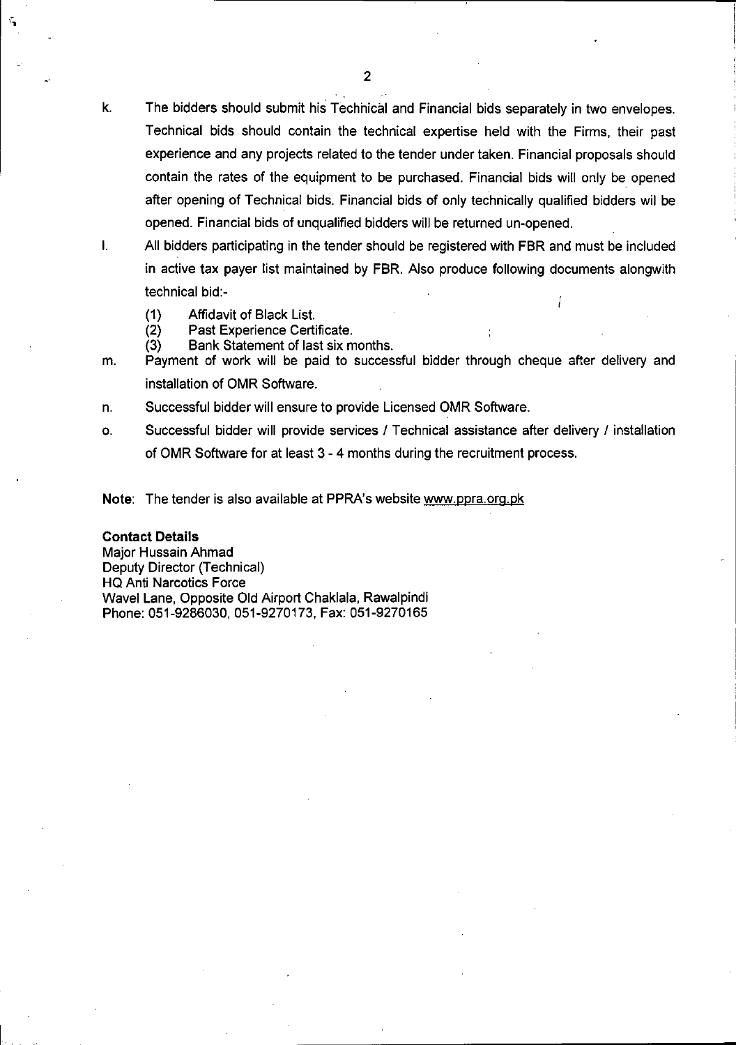k. The bidders should submit his Technical and Financial bids separately in two envelopes. Technical bids should contain the technical expertise held with the Firms, their past experience and any projects related to the tender under taken. Financial proposals should contain the rates of the equipment to be purchased. Financial bids will only be opened after opening of Technical bids. Financial bids of only technically qualified bidders wil be opened. Financial bids of unqualified bidders will be returned un-opened.

l. All bidders participating in the tender should be registered with FBR and must be included in active tax payer list maintained by FBR. Also produce following documents alongwith technical bid:-

   (1) Affidavit of Black List.
   (2) Past Experience Certificate.
   (3) Bank Statement of last six months.

m. Payment of work will be paid to successful bidder through cheque after delivery and installation of OMR Software.

n. Successful bidder will ensure to provide Licensed OMR Software.

o. Successful bidder will provide services / Technical assistance after delivery / installation of OMR Software for at least 3 - 4 months during the recruitment process.

**Note**: The tender is also available at PPRA's website www.ppra.org.pk

**Contact Details**
Major Hussain Ahmad
Deputy Director (Technical)
HQ Anti Narcotics Force
Wavel Lane, Opposite Old Airport Chaklala, Rawalpindi
Phone: 051-9286030, 051-9270173, Fax: 051-9270165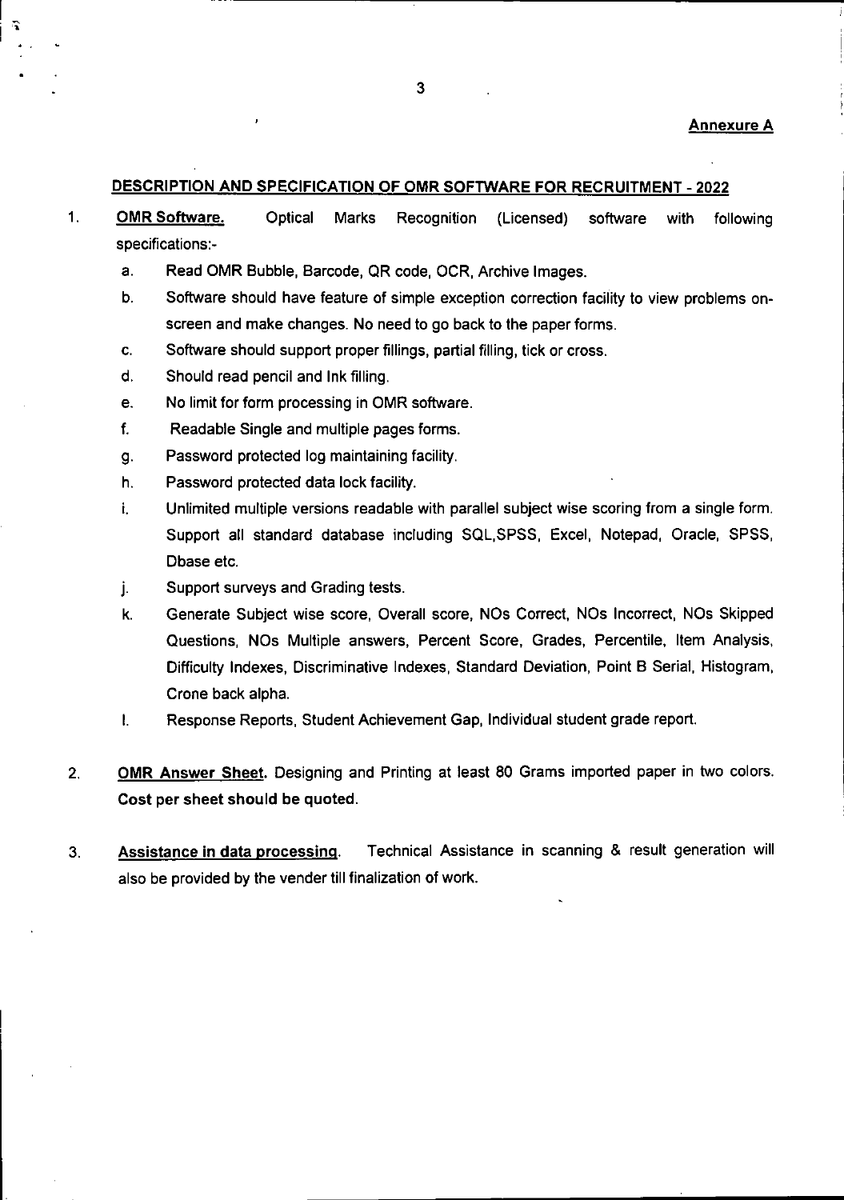**Annexure A**

## DESCRIPTION AND SPECIFICATION OF OMR SOFTWARE FOR RECRUITMENT - 2022

1. **OMR Software.** Optical Marks Recognition (Licensed) software with following specifications:-

    a. Read OMR Bubble, Barcode, QR code, OCR, Archive Images.

    b. Software should have feature of simple exception correction facility to view problems on-screen and make changes. No need to go back to the paper forms.

    c. Software should support proper fillings, partial filling, tick or cross.

    d. Should read pencil and Ink filling.

    e. No limit for form processing in OMR software.

    f. Readable Single and multiple pages forms.

    g. Password protected log maintaining facility.

    h. Password protected data lock facility.

    i. Unlimited multiple versions readable with parallel subject wise scoring from a single form. Support all standard database including SQL,SPSS, Excel, Notepad, Oracle, SPSS, Dbase etc.

    j. Support surveys and Grading tests.

    k. Generate Subject wise score, Overall score, NOs Correct, NOs Incorrect, NOs Skipped Questions, NOs Multiple answers, Percent Score, Grades, Percentile, Item Analysis, Difficulty Indexes, Discriminative Indexes, Standard Deviation, Point B Serial, Histogram, Crone back alpha.

    l. Response Reports, Student Achievement Gap, Individual student grade report.

2. **OMR Answer Sheet.** Designing and Printing at least 80 Grams imported paper in two colors. **Cost per sheet should be quoted.**

3. **Assistance in data processing.** Technical Assistance in scanning & result generation will also be provided by the vender till finalization of work.